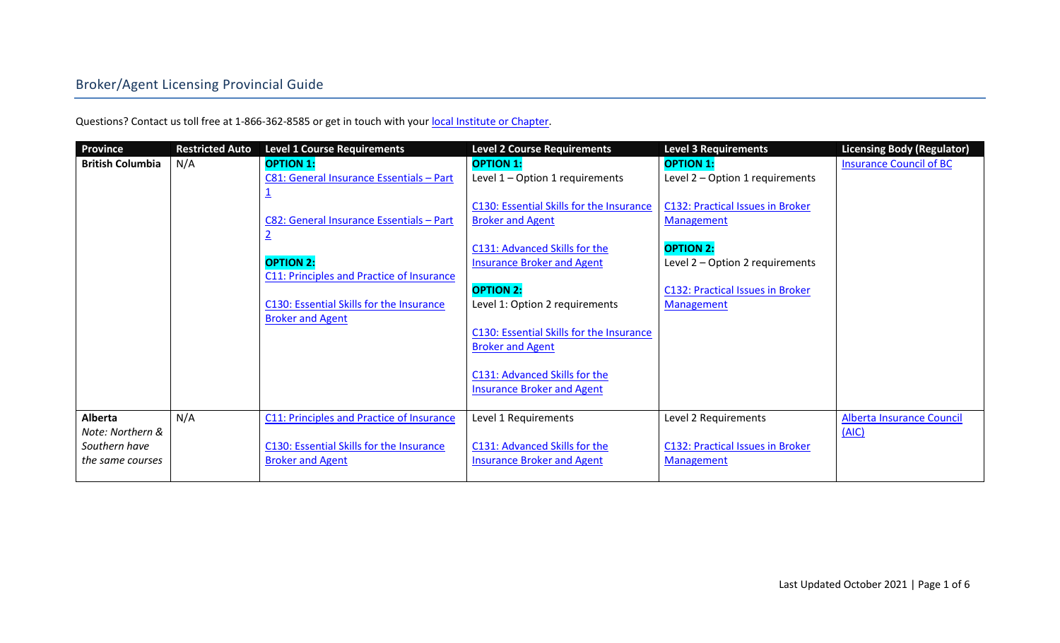## Broker/Agent Licensing Provincial Guide

Questions? Contact us toll free at 1-866-362-8585 or get in touch with your local Institute or Chapter.

| Province | Restricted Auto | Level 1 Course Requirements | Level 2 Course Requirements | Level 3 Requirements | Licensing Body (Regulator) |
|---|---|---|---|---|---|
| **British Columbia** | N/A | **OPTION 1:**<br>C81: General Insurance Essentials – Part 1<br><br>C82: General Insurance Essentials – Part 2<br><br>**OPTION 2:**<br>C11: Principles and Practice of Insurance<br><br>C130: Essential Skills for the Insurance Broker and Agent | **OPTION 1:**<br>Level 1 – Option 1 requirements<br><br>C130: Essential Skills for the Insurance Broker and Agent<br><br>C131: Advanced Skills for the Insurance Broker and Agent<br><br>**OPTION 2:**<br>Level 1: Option 2 requirements<br><br>C130: Essential Skills for the Insurance Broker and Agent<br><br>C131: Advanced Skills for the Insurance Broker and Agent | **OPTION 1:**<br>Level 2 – Option 1 requirements<br><br>C132: Practical Issues in Broker Management<br><br>**OPTION 2:**<br>Level 2 – Option 2 requirements<br><br>C132: Practical Issues in Broker Management | Insurance Council of BC |
| **Alberta**<br>*Note: Northern & Southern have the same courses* | N/A | C11: Principles and Practice of Insurance<br><br>C130: Essential Skills for the Insurance Broker and Agent | Level 1 Requirements<br><br>C131: Advanced Skills for the Insurance Broker and Agent | Level 2 Requirements<br><br>C132: Practical Issues in Broker Management | Alberta Insurance Council (AIC) |

Last Updated October 2021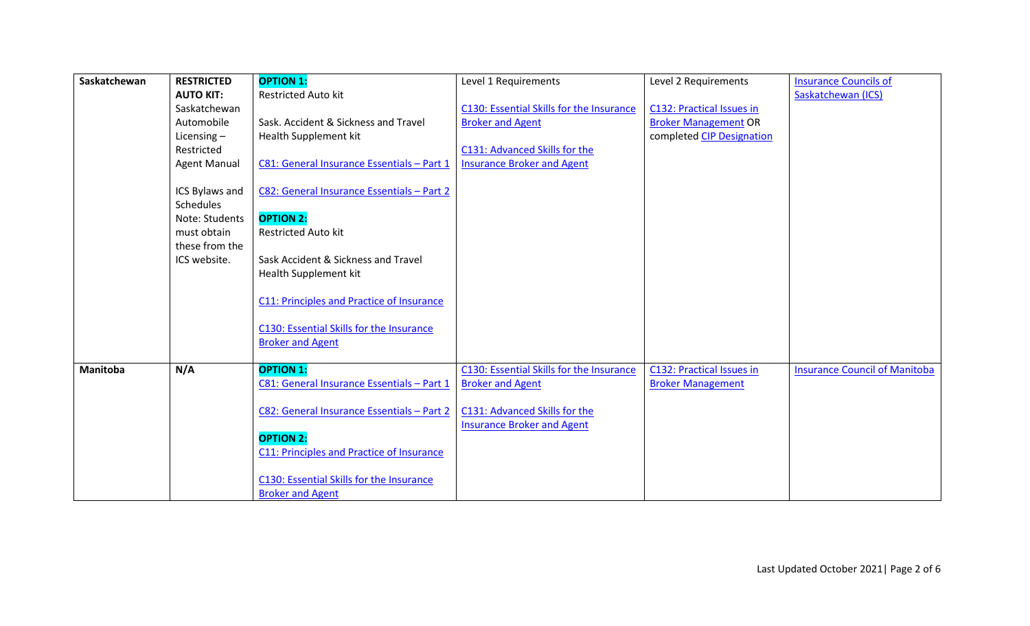| Saskatchewan | **RESTRICTED AUTO KIT:** Saskatchewan Automobile Licensing – Restricted Agent Manual<br><br>ICS Bylaws and Schedules Note: Students must obtain these from the ICS website. | **OPTION 1:**<br>Restricted Auto kit<br><br>Sask. Accident & Sickness and Travel Health Supplement kit<br><br>C81: General Insurance Essentials – Part 1<br><br>C82: General Insurance Essentials – Part 2<br><br>**OPTION 2:**<br>Restricted Auto kit<br><br>Sask Accident & Sickness and Travel Health Supplement kit<br><br>C11: Principles and Practice of Insurance<br><br>C130: Essential Skills for the Insurance Broker and Agent | Level 1 Requirements<br><br>C130: Essential Skills for the Insurance Broker and Agent<br><br>C131: Advanced Skills for the Insurance Broker and Agent | Level 2 Requirements<br><br>C132: Practical Issues in Broker Management OR completed CIP Designation | Insurance Councils of Saskatchewan (ICS) |
|---|---|---|---|---|---|
| **Manitoba** | **N/A** | **OPTION 1:**<br>C81: General Insurance Essentials – Part 1<br><br>C82: General Insurance Essentials – Part 2<br><br>**OPTION 2:**<br>C11: Principles and Practice of Insurance<br><br>C130: Essential Skills for the Insurance Broker and Agent | C130: Essential Skills for the Insurance Broker and Agent<br><br>C131: Advanced Skills for the Insurance Broker and Agent | C132: Practical Issues in Broker Management | Insurance Council of Manitoba |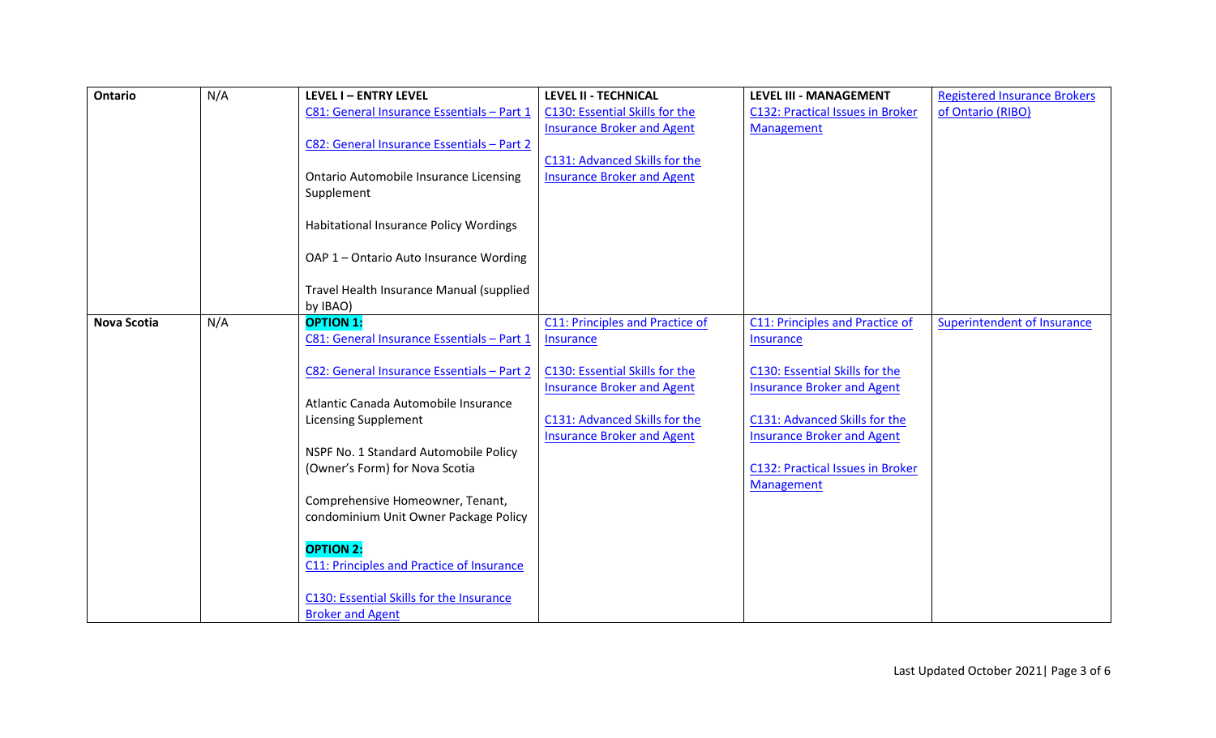| Ontario | N/A | **LEVEL I – ENTRY LEVEL**<br>C81: General Insurance Essentials – Part 1<br><br>C82: General Insurance Essentials – Part 2<br><br>Ontario Automobile Insurance Licensing Supplement<br><br>Habitational Insurance Policy Wordings<br><br>OAP 1 – Ontario Auto Insurance Wording<br><br>Travel Health Insurance Manual (supplied by IBAO) | **LEVEL II - TECHNICAL**<br>C130: Essential Skills for the Insurance Broker and Agent<br><br>C131: Advanced Skills for the Insurance Broker and Agent | **LEVEL III - MANAGEMENT**<br>C132: Practical Issues in Broker Management | Registered Insurance Brokers of Ontario (RIBO) |
|---|---|---|---|---|---|
| **Nova Scotia** | N/A | **OPTION 1:**<br>C81: General Insurance Essentials – Part 1<br><br>C82: General Insurance Essentials – Part 2<br><br>Atlantic Canada Automobile Insurance Licensing Supplement<br><br>NSPF No. 1 Standard Automobile Policy (Owner's Form) for Nova Scotia<br><br>Comprehensive Homeowner, Tenant, condominium Unit Owner Package Policy<br><br>**OPTION 2:**<br>C11: Principles and Practice of Insurance<br><br>C130: Essential Skills for the Insurance Broker and Agent | C11: Principles and Practice of Insurance<br><br>C130: Essential Skills for the Insurance Broker and Agent<br><br>C131: Advanced Skills for the Insurance Broker and Agent | C11: Principles and Practice of Insurance<br><br>C130: Essential Skills for the Insurance Broker and Agent<br><br>C131: Advanced Skills for the Insurance Broker and Agent<br><br>C132: Practical Issues in Broker Management | Superintendent of Insurance |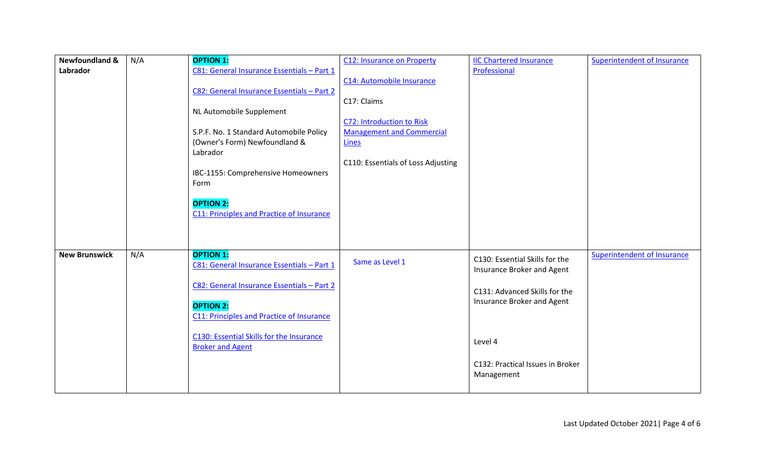| | | | | | |
|---|---|---|---|---|---|
| **Newfoundland & Labrador** | N/A | **OPTION 1:**<br>C81: General Insurance Essentials – Part 1<br><br>C82: General Insurance Essentials – Part 2<br><br>NL Automobile Supplement<br><br>S.P.F. No. 1 Standard Automobile Policy (Owner's Form) Newfoundland & Labrador<br><br>IBC-1155: Comprehensive Homeowners Form<br><br>**OPTION 2:**<br>C11: Principles and Practice of Insurance | C12: Insurance on Property<br><br>C14: Automobile Insurance<br><br>C17: Claims<br><br>C72: Introduction to Risk Management and Commercial Lines<br><br>C110: Essentials of Loss Adjusting | IIC Chartered Insurance Professional | Superintendent of Insurance |
| **New Brunswick** | N/A | **OPTION 1:**<br>C81: General Insurance Essentials – Part 1<br><br>C82: General Insurance Essentials – Part 2<br><br>**OPTION 2:**<br>C11: Principles and Practice of Insurance<br><br>C130: Essential Skills for the Insurance Broker and Agent | Same as Level 1 | C130: Essential Skills for the Insurance Broker and Agent<br><br>C131: Advanced Skills for the Insurance Broker and Agent<br><br>Level 4<br><br>C132: Practical Issues in Broker Management | Superintendent of Insurance |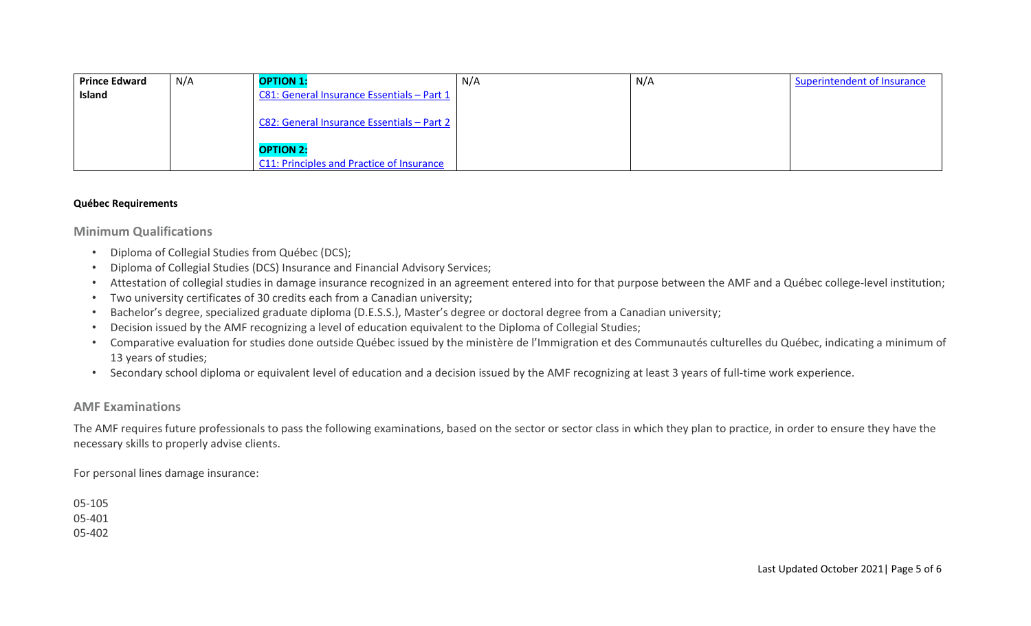| Prince Edward Island | N/A | **OPTION 1:** C81: General Insurance Essentials – Part 1<br><br>C82: General Insurance Essentials – Part 2<br><br>**OPTION 2:** C11: Principles and Practice of Insurance | N/A | N/A | Superintendent of Insurance |
|---|---|---|---|---|---|

**Québec Requirements**

## Minimum Qualifications

- Diploma of Collegial Studies from Québec (DCS);
- Diploma of Collegial Studies (DCS) Insurance and Financial Advisory Services;
- Attestation of collegial studies in damage insurance recognized in an agreement entered into for that purpose between the AMF and a Québec college-level institution;
- Two university certificates of 30 credits each from a Canadian university;
- Bachelor's degree, specialized graduate diploma (D.E.S.S.), Master's degree or doctoral degree from a Canadian university;
- Decision issued by the AMF recognizing a level of education equivalent to the Diploma of Collegial Studies;
- Comparative evaluation for studies done outside Québec issued by the ministère de l'Immigration et des Communautés culturelles du Québec, indicating a minimum of 13 years of studies;
- Secondary school diploma or equivalent level of education and a decision issued by the AMF recognizing at least 3 years of full-time work experience.

## AMF Examinations

The AMF requires future professionals to pass the following examinations, based on the sector or sector class in which they plan to practice, in order to ensure they have the necessary skills to properly advise clients.

For personal lines damage insurance:

05-105
05-401
05-402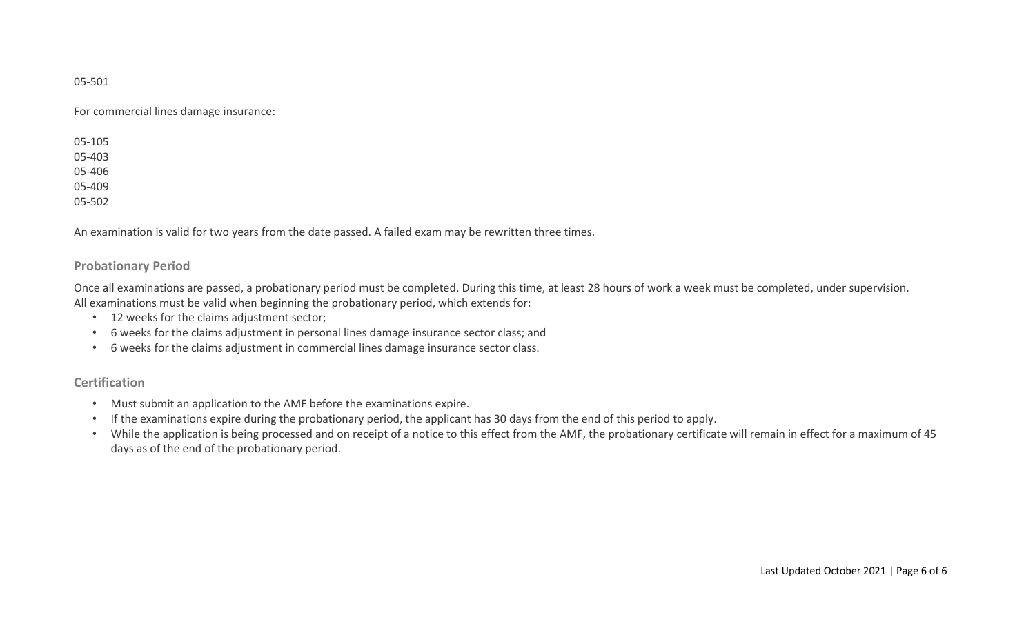05-501

For commercial lines damage insurance:

05-105
05-403
05-406
05-409
05-502

An examination is valid for two years from the date passed. A failed exam may be rewritten three times.

### Probationary Period

Once all examinations are passed, a probationary period must be completed. During this time, at least 28 hours of work a week must be completed, under supervision. All examinations must be valid when beginning the probationary period, which extends for:

- 12 weeks for the claims adjustment sector;
- 6 weeks for the claims adjustment in personal lines damage insurance sector class; and
- 6 weeks for the claims adjustment in commercial lines damage insurance sector class.

### Certification

- Must submit an application to the AMF before the examinations expire.
- If the examinations expire during the probationary period, the applicant has 30 days from the end of this period to apply.
- While the application is being processed and on receipt of a notice to this effect from the AMF, the probationary certificate will remain in effect for a maximum of 45 days as of the end of the probationary period.